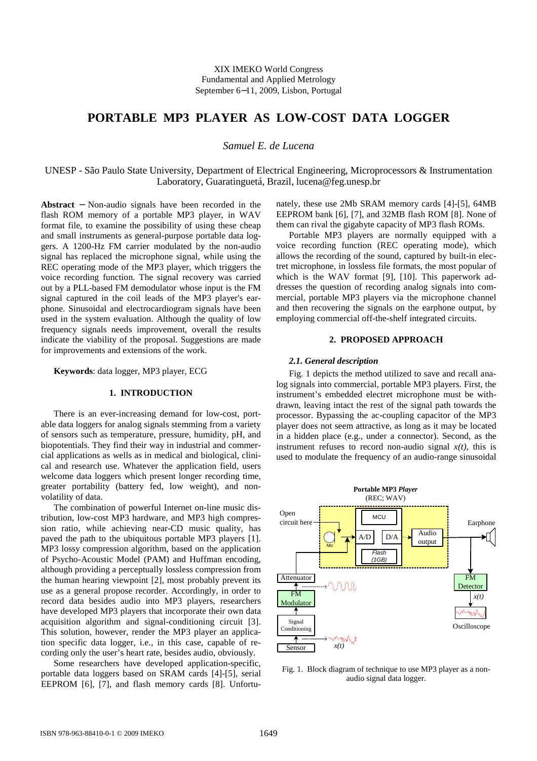XIX IMEKO World Congress
Fundamental and Applied Metrology
September 6−11, 2009, Lisbon, Portugal

# PORTABLE MP3 PLAYER AS LOW-COST DATA LOGGER

*Samuel E. de Lucena*

UNESP - São Paulo State University, Department of Electrical Engineering, Microprocessors & Instrumentation Laboratory, Guaratinguetá, Brazil, lucena@feg.unesp.br

**Abstract** − Non-audio signals have been recorded in the flash ROM memory of a portable MP3 player, in WAV format file, to examine the possibility of using these cheap and small instruments as general-purpose portable data loggers. A 1200-Hz FM carrier modulated by the non-audio signal has replaced the microphone signal, while using the REC operating mode of the MP3 player, which triggers the voice recording function. The signal recovery was carried out by a PLL-based FM demodulator whose input is the FM signal captured in the coil leads of the MP3 player's earphone. Sinusoidal and electrocardiogram signals have been used in the system evaluation. Although the quality of low frequency signals needs improvement, overall the results indicate the viability of the proposal. Suggestions are made for improvements and extensions of the work.

**Keywords**: data logger, MP3 player, ECG

## 1. INTRODUCTION

There is an ever-increasing demand for low-cost, portable data loggers for analog signals stemming from a variety of sensors such as temperature, pressure, humidity, pH, and biopotentials. They find their way in industrial and commercial applications as wells as in medical and biological, clinical and research use. Whatever the application field, users welcome data loggers which present longer recording time, greater portability (battery fed, low weight), and non-volatility of data.

The combination of powerful Internet on-line music distribution, low-cost MP3 hardware, and MP3 high compression ratio, while achieving near-CD music quality, has paved the path to the ubiquitous portable MP3 players [1]. MP3 lossy compression algorithm, based on the application of Psycho-Acoustic Model (PAM) and Huffman encoding, although providing a perceptually lossless compression from the human hearing viewpoint [2], most probably prevent its use as a general propose recorder. Accordingly, in order to record data besides audio into MP3 players, researchers have developed MP3 players that incorporate their own data acquisition algorithm and signal-conditioning circuit [3]. This solution, however, render the MP3 player an application specific data logger, i.e., in this case, capable of recording only the user's heart rate, besides audio, obviously.

Some researchers have developed application-specific, portable data loggers based on SRAM cards [4]-[5], serial EEPROM [6], [7], and flash memory cards [8]. Unfortunately, these use 2Mb SRAM memory cards [4]-[5], 64MB EEPROM bank [6], [7], and 32MB flash ROM [8]. None of them can rival the gigabyte capacity of MP3 flash ROMs.

Portable MP3 players are normally equipped with a voice recording function (REC operating mode), which allows the recording of the sound, captured by built-in electret microphone, in lossless file formats, the most popular of which is the WAV format [9], [10]. This paperwork addresses the question of recording analog signals into commercial, portable MP3 players via the microphone channel and then recovering the signals on the earphone output, by employing commercial off-the-shelf integrated circuits.

## 2. PROPOSED APPROACH

### *2.1. General description*

Fig. 1 depicts the method utilized to save and recall analog signals into commercial, portable MP3 players. First, the instrument's embedded electret microphone must be withdrawn, leaving intact the rest of the signal path towards the processor. Bypassing the ac-coupling capacitor of the MP3 player does not seem attractive, as long as it may be located in a hidden place (e.g., under a connector). Second, as the instrument refuses to record non-audio signal $x(t)$, this is used to modulate the frequency of an audio-range sinusoidal

Fig. 1. Block diagram of technique to use MP3 player as a non-audio signal data logger.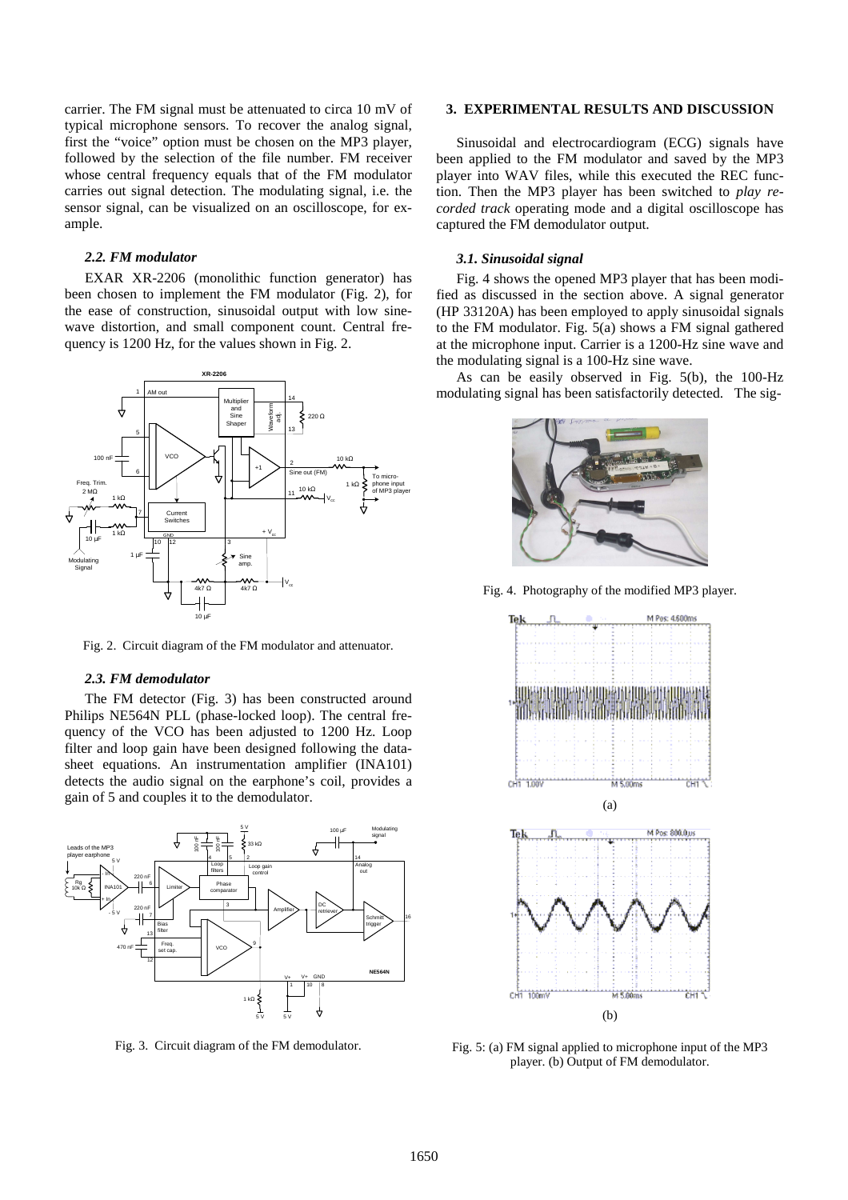carrier. The FM signal must be attenuated to circa 10 mV of typical microphone sensors. To recover the analog signal, first the "voice" option must be chosen on the MP3 player, followed by the selection of the file number. FM receiver whose central frequency equals that of the FM modulator carries out signal detection. The modulating signal, i.e. the sensor signal, can be visualized on an oscilloscope, for example.

### *2.2. FM modulator*

EXAR XR-2206 (monolithic function generator) has been chosen to implement the FM modulator (Fig. 2), for the ease of construction, sinusoidal output with low sine-wave distortion, and small component count. Central frequency is 1200 Hz, for the values shown in Fig. 2.

Fig. 2. Circuit diagram of the FM modulator and attenuator.

### *2.3. FM demodulator*

The FM detector (Fig. 3) has been constructed around Philips NE564N PLL (phase-locked loop). The central frequency of the VCO has been adjusted to 1200 Hz. Loop filter and loop gain have been designed following the datasheet equations. An instrumentation amplifier (INA101) detects the audio signal on the earphone's coil, provides a gain of 5 and couples it to the demodulator.

Fig. 3. Circuit diagram of the FM demodulator.

## 3. EXPERIMENTAL RESULTS AND DISCUSSION

Sinusoidal and electrocardiogram (ECG) signals have been applied to the FM modulator and saved by the MP3 player into WAV files, while this executed the REC function. Then the MP3 player has been switched to *play recorded track* operating mode and a digital oscilloscope has captured the FM demodulator output.

### *3.1. Sinusoidal signal*

Fig. 4 shows the opened MP3 player that has been modified as discussed in the section above. A signal generator (HP 33120A) has been employed to apply sinusoidal signals to the FM modulator. Fig. 5(a) shows a FM signal gathered at the microphone input. Carrier is a 1200-Hz sine wave and the modulating signal is a 100-Hz sine wave.

As can be easily observed in Fig. 5(b), the 100-Hz modulating signal has been satisfactorily detected. The sig-

Fig. 4. Photography of the modified MP3 player.

(a)

(b)

Fig. 5: (a) FM signal applied to microphone input of the MP3 player. (b) Output of FM demodulator.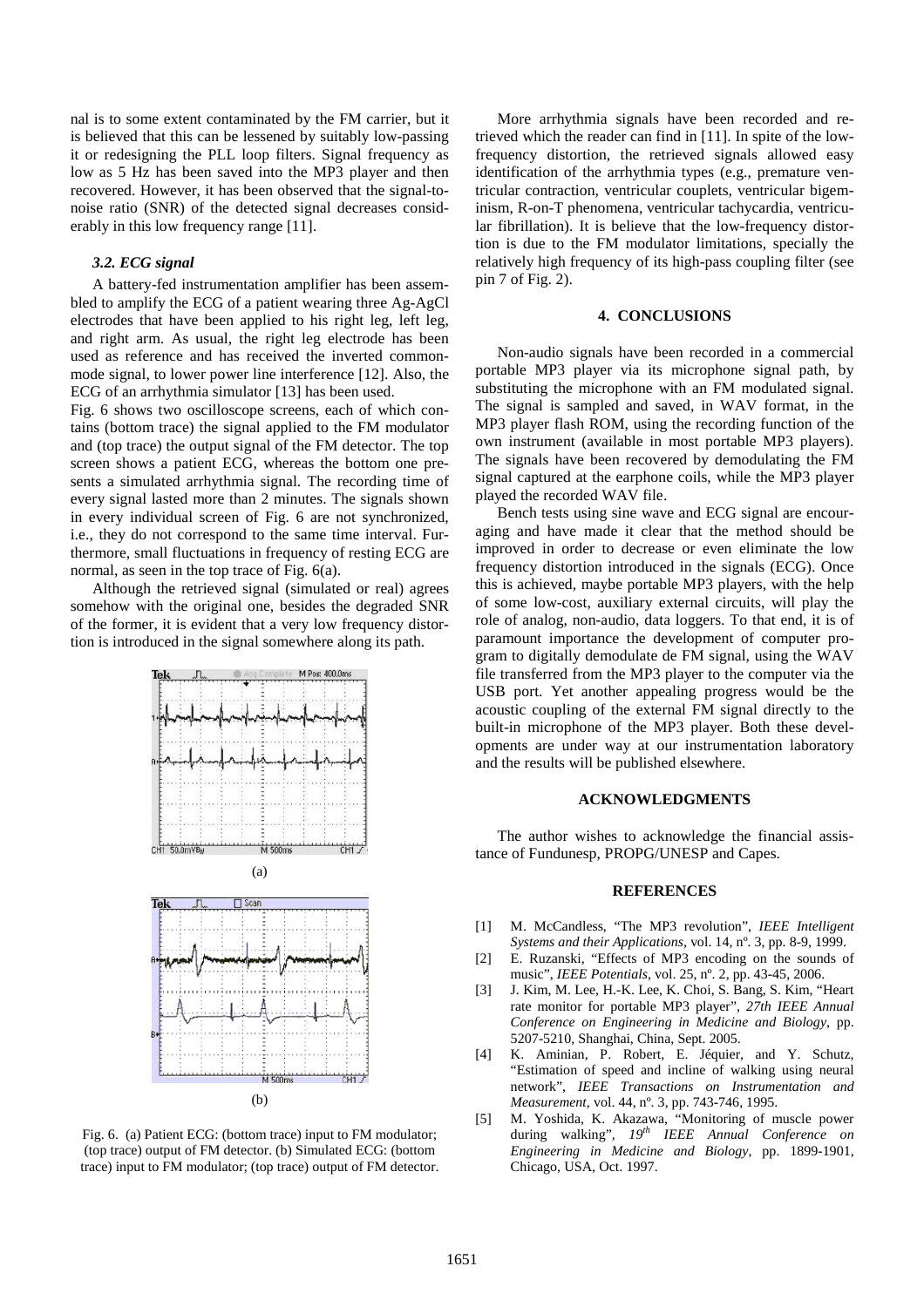nal is to some extent contaminated by the FM carrier, but it is believed that this can be lessened by suitably low-passing it or redesigning the PLL loop filters. Signal frequency as low as 5 Hz has been saved into the MP3 player and then recovered. However, it has been observed that the signal-to-noise ratio (SNR) of the detected signal decreases considerably in this low frequency range [11].

### *3.2. ECG signal*

A battery-fed instrumentation amplifier has been assembled to amplify the ECG of a patient wearing three Ag-AgCl electrodes that have been applied to his right leg, left leg, and right arm. As usual, the right leg electrode has been used as reference and has received the inverted common-mode signal, to lower power line interference [12]. Also, the ECG of an arrhythmia simulator [13] has been used.

Fig. 6 shows two oscilloscope screens, each of which contains (bottom trace) the signal applied to the FM modulator and (top trace) the output signal of the FM detector. The top screen shows a patient ECG, whereas the bottom one presents a simulated arrhythmia signal. The recording time of every signal lasted more than 2 minutes. The signals shown in every individual screen of Fig. 6 are not synchronized, i.e., they do not correspond to the same time interval. Furthermore, small fluctuations in frequency of resting ECG are normal, as seen in the top trace of Fig. 6(a).

Although the retrieved signal (simulated or real) agrees somehow with the original one, besides the degraded SNR of the former, it is evident that a very low frequency distortion is introduced in the signal somewhere along its path.

(a)

(b)

Fig. 6. (a) Patient ECG: (bottom trace) input to FM modulator; (top trace) output of FM detector. (b) Simulated ECG: (bottom trace) input to FM modulator; (top trace) output of FM detector.

More arrhythmia signals have been recorded and retrieved which the reader can find in [11]. In spite of the low-frequency distortion, the retrieved signals allowed easy identification of the arrhythmia types (e.g., premature ventricular contraction, ventricular couplets, ventricular bigeminism, R-on-T phenomena, ventricular tachycardia, ventricular fibrillation). It is believe that the low-frequency distortion is due to the FM modulator limitations, specially the relatively high frequency of its high-pass coupling filter (see pin 7 of Fig. 2).

## 4. CONCLUSIONS

Non-audio signals have been recorded in a commercial portable MP3 player via its microphone signal path, by substituting the microphone with an FM modulated signal. The signal is sampled and saved, in WAV format, in the MP3 player flash ROM, using the recording function of the own instrument (available in most portable MP3 players). The signals have been recovered by demodulating the FM signal captured at the earphone coils, while the MP3 player played the recorded WAV file.

Bench tests using sine wave and ECG signal are encouraging and have made it clear that the method should be improved in order to decrease or even eliminate the low frequency distortion introduced in the signals (ECG). Once this is achieved, maybe portable MP3 players, with the help of some low-cost, auxiliary external circuits, will play the role of analog, non-audio, data loggers. To that end, it is of paramount importance the development of computer program to digitally demodulate de FM signal, using the WAV file transferred from the MP3 player to the computer via the USB port. Yet another appealing progress would be the acoustic coupling of the external FM signal directly to the built-in microphone of the MP3 player. Both these developments are under way at our instrumentation laboratory and the results will be published elsewhere.

## ACKNOWLEDGMENTS

The author wishes to acknowledge the financial assistance of Fundunesp, PROPG/UNESP and Capes.

## REFERENCES

[1] M. McCandless, "The MP3 revolution", *IEEE Intelligent Systems and their Applications*, vol. 14, nº. 3, pp. 8-9, 1999.

[2] E. Ruzanski, "Effects of MP3 encoding on the sounds of music", *IEEE Potentials*, vol. 25, nº. 2, pp. 43-45, 2006.

[3] J. Kim, M. Lee, H.-K. Lee, K. Choi, S. Bang, S. Kim, "Heart rate monitor for portable MP3 player", *27th IEEE Annual Conference on Engineering in Medicine and Biology*, pp. 5207-5210, Shanghai, China, Sept. 2005.

[4] K. Aminian, P. Robert, E. Jéquier, and Y. Schutz, "Estimation of speed and incline of walking using neural network", *IEEE Transactions on Instrumentation and Measurement*, vol. 44, nº. 3, pp. 743-746, 1995.

[5] M. Yoshida, K. Akazawa, "Monitoring of muscle power during walking", *19th IEEE Annual Conference on Engineering in Medicine and Biology*, pp. 1899-1901, Chicago, USA, Oct. 1997.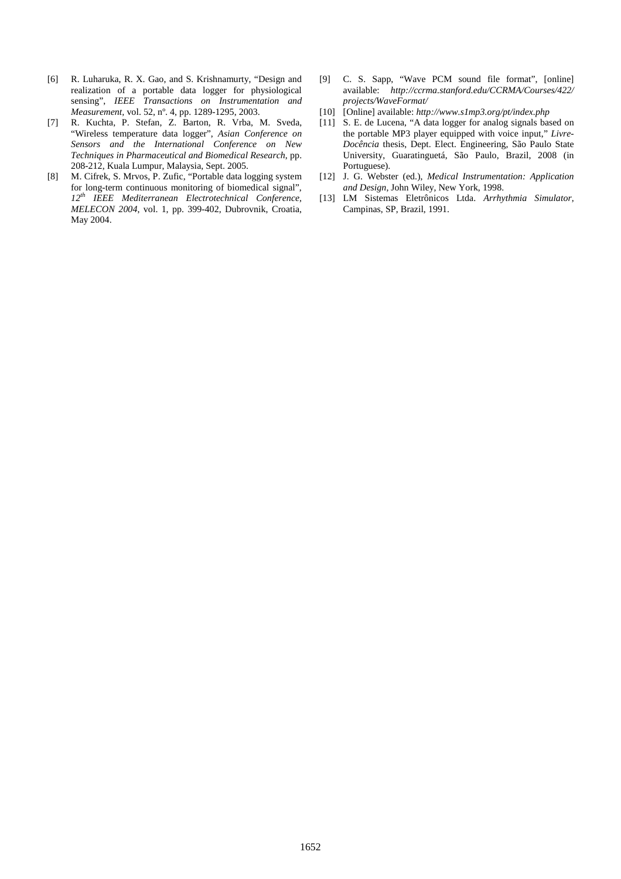[6] R. Luharuka, R. X. Gao, and S. Krishnamurty, "Design and realization of a portable data logger for physiological sensing", *IEEE Transactions on Instrumentation and Measurement*, vol. 52, nº. 4, pp. 1289-1295, 2003.

[7] R. Kuchta, P. Stefan, Z. Barton, R. Vrba, M. Sveda, "Wireless temperature data logger", *Asian Conference on Sensors and the International Conference on New Techniques in Pharmaceutical and Biomedical Research*, pp. 208-212, Kuala Lumpur, Malaysia, Sept. 2005.

[8] M. Cifrek, S. Mrvos, P. Zufic, "Portable data logging system for long-term continuous monitoring of biomedical signal", *12th IEEE Mediterranean Electrotechnical Conference, MELECON 2004*, vol. 1, pp. 399-402, Dubrovnik, Croatia, May 2004.

[9] C. S. Sapp, "Wave PCM sound file format", [online] available: *http://ccrma.stanford.edu/CCRMA/Courses/422/projects/WaveFormat/*

[10] [Online] available: *http://www.s1mp3.org/pt/index.php*

[11] S. E. de Lucena, "A data logger for analog signals based on the portable MP3 player equipped with voice input," *Livre-Docência* thesis, Dept. Elect. Engineering, São Paulo State University, Guaratinguetá, São Paulo, Brazil, 2008 (in Portuguese).

[12] J. G. Webster (ed.), *Medical Instrumentation: Application and Design*, John Wiley, New York, 1998.

[13] LM Sistemas Eletrônicos Ltda. *Arrhythmia Simulator*, Campinas, SP, Brazil, 1991.